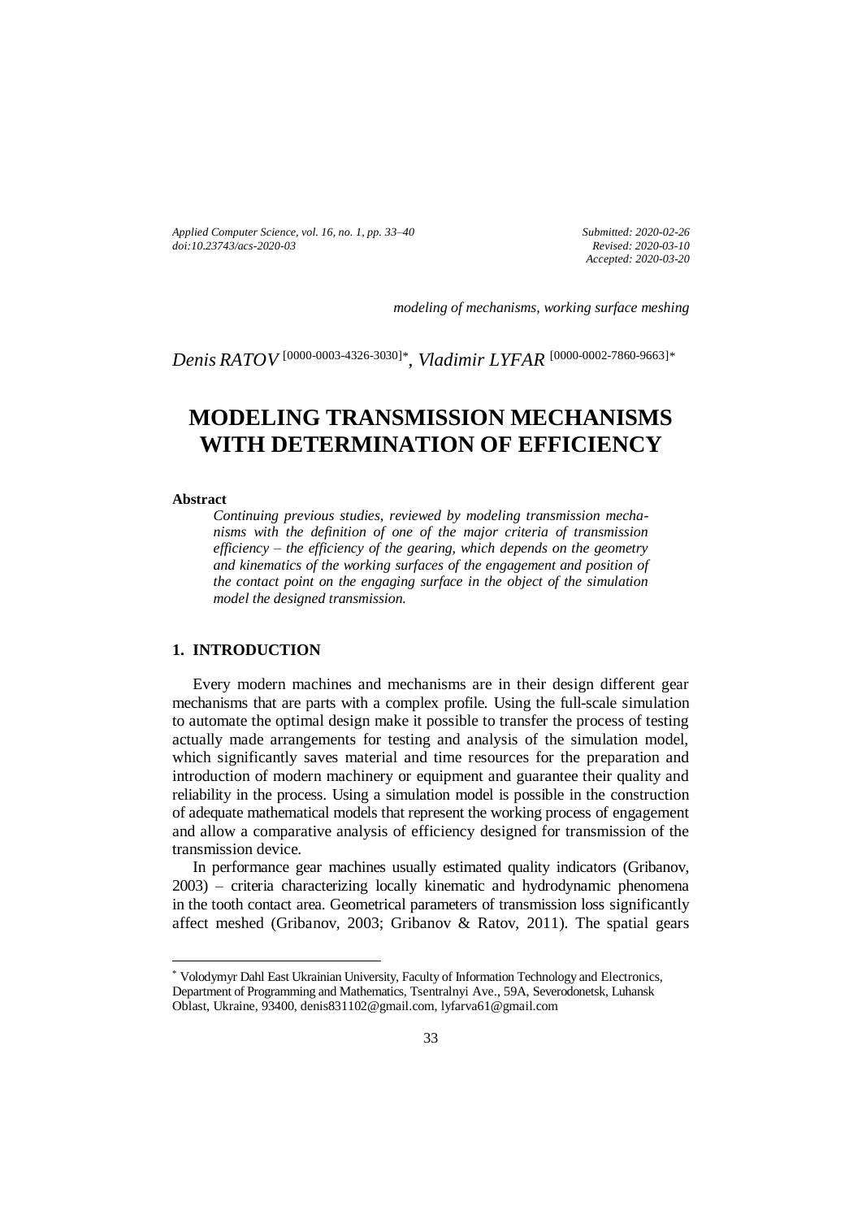*Submitted: 2020-02-26*
*Revised: 2020-03-10*
*Accepted: 2020-03-20*

*modeling of mechanisms, working surface meshing*

*Denis RATOV* [0000-0003-4326-3030]*, *Vladimir LYFAR* [0000-0002-7860-9663]*

# MODELING TRANSMISSION MECHANISMS WITH DETERMINATION OF EFFICIENCY

**Abstract**

*Continuing previous studies, reviewed by modeling transmission mechanisms with the definition of one of the major criteria of transmission efficiency – the efficiency of the gearing, which depends on the geometry and kinematics of the working surfaces of the engagement and position of the contact point on the engaging surface in the object of the simulation model the designed transmission.*

## 1. INTRODUCTION

Every modern machines and mechanisms are in their design different gear mechanisms that are parts with a complex profile. Using the full-scale simulation to automate the optimal design make it possible to transfer the process of testing actually made arrangements for testing and analysis of the simulation model, which significantly saves material and time resources for the preparation and introduction of modern machinery or equipment and guarantee their quality and reliability in the process. Using a simulation model is possible in the construction of adequate mathematical models that represent the working process of engagement and allow a comparative analysis of efficiency designed for transmission of the transmission device.

In performance gear machines usually estimated quality indicators (Gribanov, 2003) – criteria characterizing locally kinematic and hydrodynamic phenomena in the tooth contact area. Geometrical parameters of transmission loss significantly affect meshed (Gribanov, 2003; Gribanov & Ratov, 2011). The spatial gears

---

* Volodymyr Dahl East Ukrainian University, Faculty of Information Technology and Electronics, Department of Programming and Mathematics, Tsentralnyi Ave., 59A, Severodonetsk, Luhansk Oblast, Ukraine, 93400, denis831102@gmail.com, lyfarva61@gmail.com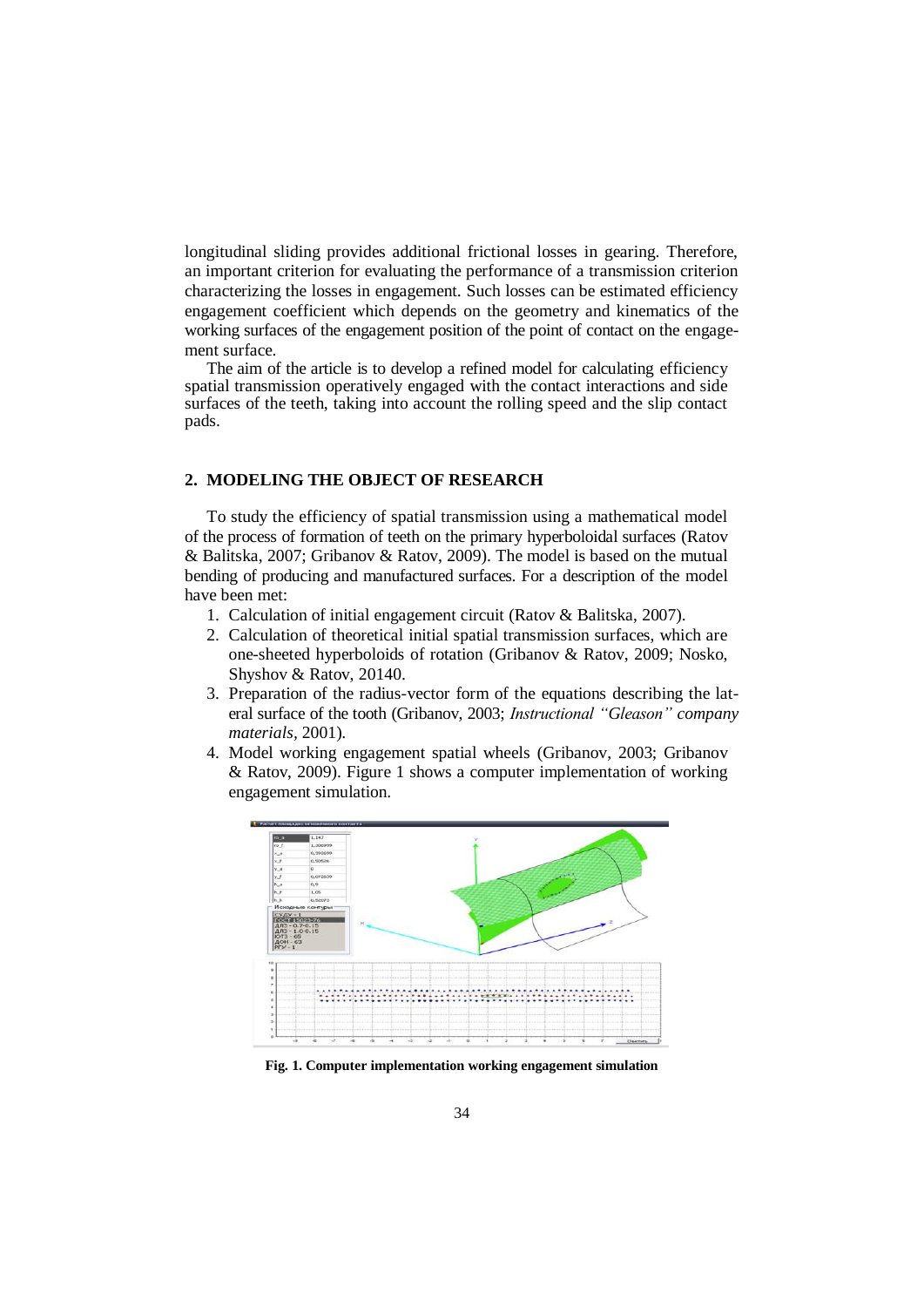longitudinal sliding provides additional frictional losses in gearing. Therefore, an important criterion for evaluating the performance of a transmission criterion characterizing the losses in engagement. Such losses can be estimated efficiency engagement coefficient which depends on the geometry and kinematics of the working surfaces of the engagement position of the point of contact on the engagement surface.

The aim of the article is to develop a refined model for calculating efficiency spatial transmission operatively engaged with the contact interactions and side surfaces of the teeth, taking into account the rolling speed and the slip contact pads.

## 2. MODELING THE OBJECT OF RESEARCH

To study the efficiency of spatial transmission using a mathematical model of the process of formation of teeth on the primary hyperboloidal surfaces (Ratov & Balitska, 2007; Gribanov & Ratov, 2009). The model is based on the mutual bending of producing and manufactured surfaces. For a description of the model have been met:

1. Calculation of initial engagement circuit (Ratov & Balitska, 2007).
2. Calculation of theoretical initial spatial transmission surfaces, which are one-sheeted hyperboloids of rotation (Gribanov & Ratov, 2009; Nosko, Shyshov & Ratov, 20140.
3. Preparation of the radius-vector form of the equations describing the lateral surface of the tooth (Gribanov, 2003; *Instructional "Gleason" company materials*, 2001).
4. Model working engagement spatial wheels (Gribanov, 2003; Gribanov & Ratov, 2009). Figure 1 shows a computer implementation of working engagement simulation.

**Fig. 1. Computer implementation working engagement simulation**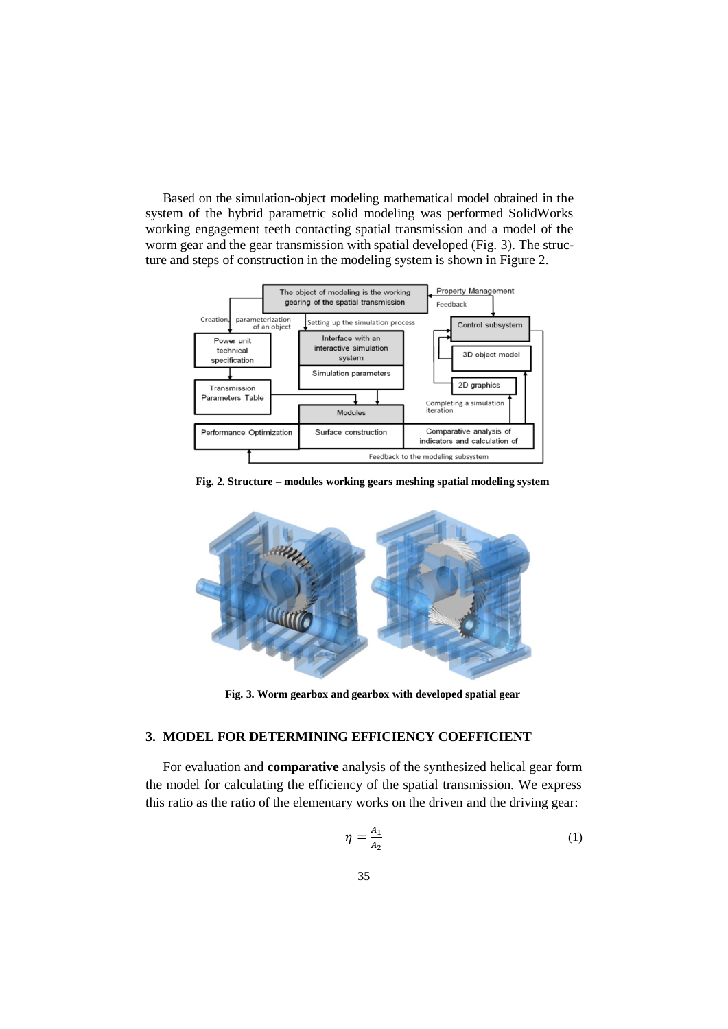Based on the simulation-object modeling mathematical model obtained in the system of the hybrid parametric solid modeling was performed SolidWorks working engagement teeth contacting spatial transmission and a model of the worm gear and the gear transmission with spatial developed (Fig. 3). The structure and steps of construction in the modeling system is shown in Figure 2.

**Fig. 2. Structure – modules working gears meshing spatial modeling system**

**Fig. 3. Worm gearbox and gearbox with developed spatial gear**

## 3. MODEL FOR DETERMINING EFFICIENCY COEFFICIENT

For evaluation and **comparative** analysis of the synthesized helical gear form the model for calculating the efficiency of the spatial transmission. We express this ratio as the ratio of the elementary works on the driven and the driving gear:

$$\eta = \frac{A_1}{A_2} \tag{1}$$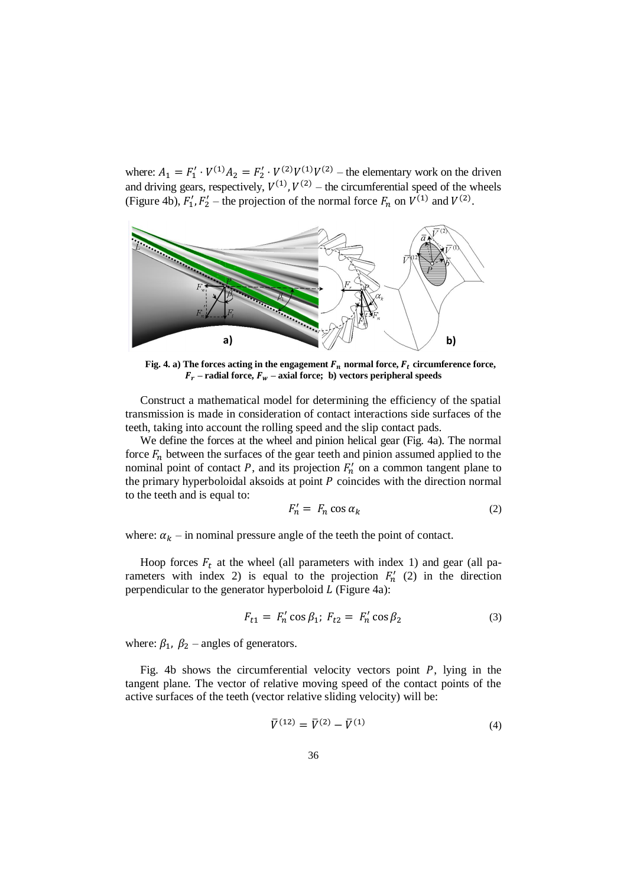where: $A_1 = F_1' \cdot V^{(1)} A_2 = F_2' \cdot V^{(2)} V^{(1)} V^{(2)}$ – the elementary work on the driven and driving gears, respectively, $V^{(1)}, V^{(2)}$ – the circumferential speed of the wheels (Figure 4b), $F_1', F_2'$ – the projection of the normal force $F_n$ on $V^{(1)}$ and $V^{(2)}$.

**Fig. 4. a) The forces acting in the engagement $F_n$ normal force, $F_t$ circumference force, $F_r$ – radial force, $F_w$ – axial force; b) vectors peripheral speeds**

Construct a mathematical model for determining the efficiency of the spatial transmission is made in consideration of contact interactions side surfaces of the teeth, taking into account the rolling speed and the slip contact pads.

We define the forces at the wheel and pinion helical gear (Fig. 4a). The normal force $F_n$ between the surfaces of the gear teeth and pinion assumed applied to the nominal point of contact $P$, and its projection $F_n'$ on a common tangent plane to the primary hyperboloidal aksoids at point $P$ coincides with the direction normal to the teeth and is equal to:

$$F_n' = F_n \cos \alpha_k \tag{2}$$

where: $\alpha_k$ – in nominal pressure angle of the teeth the point of contact.

Hoop forces $F_t$ at the wheel (all parameters with index 1) and gear (all parameters with index 2) is equal to the projection $F_n'$ (2) in the direction perpendicular to the generator hyperboloid $L$ (Figure 4a):

$$F_{t1} = F_n' \cos \beta_1; \; F_{t2} = F_n' \cos \beta_2 \tag{3}$$

where: $\beta_1, \beta_2$ – angles of generators.

Fig. 4b shows the circumferential velocity vectors point $P$, lying in the tangent plane. The vector of relative moving speed of the contact points of the active surfaces of the teeth (vector relative sliding velocity) will be:

$$\bar{V}^{(12)} = \bar{V}^{(2)} - \bar{V}^{(1)} \tag{4}$$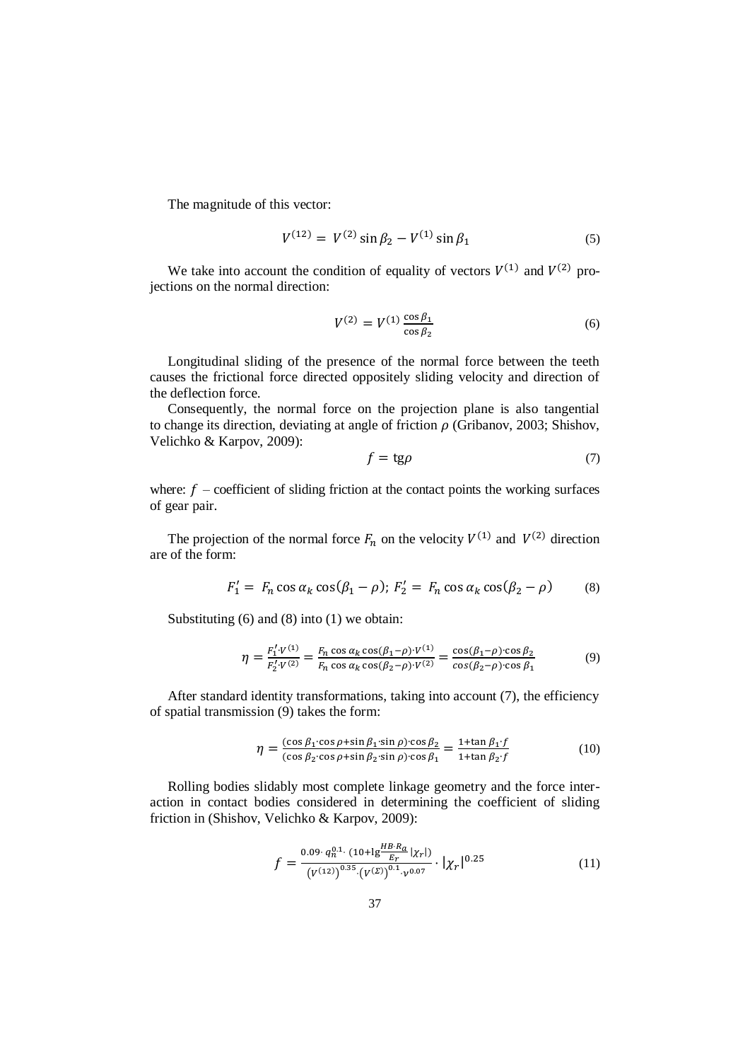The magnitude of this vector:

$$V^{(12)} = V^{(2)} \sin \beta_2 - V^{(1)} \sin \beta_1 \tag{5}$$

We take into account the condition of equality of vectors $V^{(1)}$ and $V^{(2)}$ projections on the normal direction:

$$V^{(2)} = V^{(1)} \frac{\cos \beta_1}{\cos \beta_2} \tag{6}$$

Longitudinal sliding of the presence of the normal force between the teeth causes the frictional force directed oppositely sliding velocity and direction of the deflection force.

Consequently, the normal force on the projection plane is also tangential to change its direction, deviating at angle of friction $\rho$ (Gribanov, 2003; Shishov, Velichko & Karpov, 2009):

$$f = \text{tg}\rho \tag{7}$$

where: $f$ – coefficient of sliding friction at the contact points the working surfaces of gear pair.

The projection of the normal force $F_n$ on the velocity $V^{(1)}$ and $V^{(2)}$ direction are of the form:

$$F_1' = F_n \cos \alpha_k \cos(\beta_1 - \rho); \; F_2' = F_n \cos \alpha_k \cos(\beta_2 - \rho) \tag{8}$$

Substituting (6) and (8) into (1) we obtain:

$$\eta = \frac{F_1' \cdot V^{(1)}}{F_2' \cdot V^{(2)}} = \frac{F_n \cos \alpha_k \cos(\beta_1 - \rho) \cdot V^{(1)}}{F_n \cos \alpha_k \cos(\beta_2 - \rho) \cdot V^{(2)}} = \frac{\cos(\beta_1 - \rho) \cdot \cos \beta_2}{\cos(\beta_2 - \rho) \cdot \cos \beta_1} \tag{9}$$

After standard identity transformations, taking into account (7), the efficiency of spatial transmission (9) takes the form:

$$\eta = \frac{(\cos \beta_1 \cdot \cos \rho + \sin \beta_1 \cdot \sin \rho) \cdot \cos \beta_2}{(\cos \beta_2 \cdot \cos \rho + \sin \beta_2 \cdot \sin \rho) \cdot \cos \beta_1} = \frac{1 + \tan \beta_1 \cdot f}{1 + \tan \beta_2 \cdot f} \tag{10}$$

Rolling bodies slidably most complete linkage geometry and the force interaction in contact bodies considered in determining the coefficient of sliding friction in (Shishov, Velichko & Karpov, 2009):

$$f = \frac{0.09 \cdot q_n^{0.1} \cdot \left(10 + \lg \frac{HB \cdot R_a}{Er} |\chi_r|\right)}{\left(V^{(12)}\right)^{0.35} \cdot \left(V^{(\Sigma)}\right)^{0.1} \cdot \nu^{0.07}} \cdot |\chi_r|^{0.25} \tag{11}$$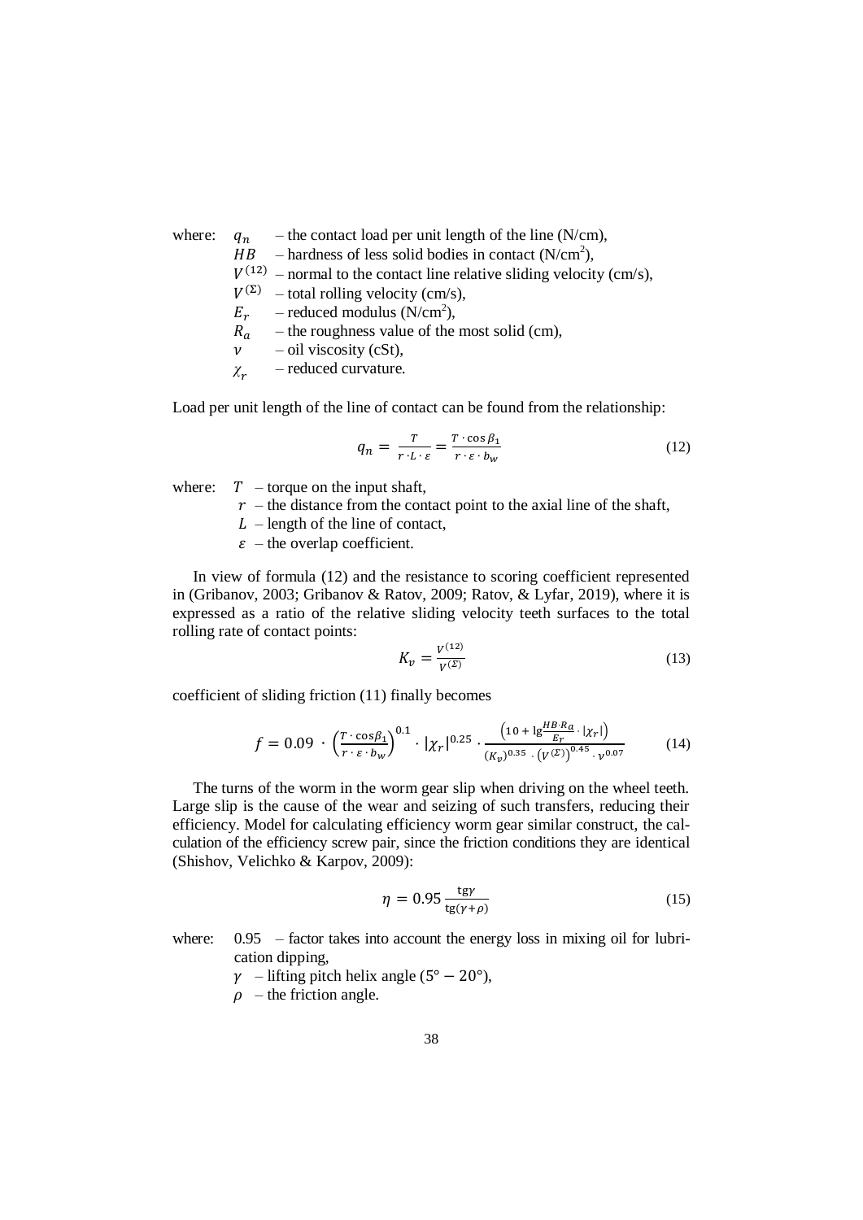where: $q_n$ – the contact load per unit length of the line (N/cm),
$HB$ – hardness of less solid bodies in contact (N/cm$^2$),
$V^{(12)}$ – normal to the contact line relative sliding velocity (cm/s),
$V^{(\Sigma)}$ – total rolling velocity (cm/s),
$E_r$ – reduced modulus (N/cm$^2$),
$R_a$ – the roughness value of the most solid (cm),
$\nu$ – oil viscosity (cSt),
$\chi_r$ – reduced curvature.

Load per unit length of the line of contact can be found from the relationship:

$$q_n = \frac{T}{r \cdot L \cdot \varepsilon} = \frac{T \cdot \cos\beta_1}{r \cdot \varepsilon \cdot b_w} \tag{12}$$

where: $T$ – torque on the input shaft,
$r$ – the distance from the contact point to the axial line of the shaft,
$L$ – length of the line of contact,
$\varepsilon$ – the overlap coefficient.

In view of formula (12) and the resistance to scoring coefficient represented in (Gribanov, 2003; Gribanov & Ratov, 2009; Ratov, & Lyfar, 2019), where it is expressed as a ratio of the relative sliding velocity teeth surfaces to the total rolling rate of contact points:

$$K_v = \frac{V^{(12)}}{V^{(\Sigma)}} \tag{13}$$

coefficient of sliding friction (11) finally becomes

$$f = 0.09 \cdot \left(\frac{T \cdot \cos\beta_1}{r \cdot \varepsilon \cdot b_w}\right)^{0.1} \cdot |\chi_r|^{0.25} \cdot \frac{\left(10 + \lg\frac{HB \cdot R_a}{E_r} \cdot |\chi_r|\right)}{(K_v)^{0.35} \cdot \left(V^{(\Sigma)}\right)^{0.45} \cdot \nu^{0.07}} \tag{14}$$

The turns of the worm in the worm gear slip when driving on the wheel teeth. Large slip is the cause of the wear and seizing of such transfers, reducing their efficiency. Model for calculating efficiency worm gear similar construct, the calculation of the efficiency screw pair, since the friction conditions they are identical (Shishov, Velichko & Karpov, 2009):

$$\eta = 0.95 \frac{\text{tg}\gamma}{\text{tg}(\gamma + \rho)} \tag{15}$$

where: 0.95 – factor takes into account the energy loss in mixing oil for lubrication dipping,
$\gamma$ – lifting pitch helix angle ($5° - 20°$),
$\rho$ – the friction angle.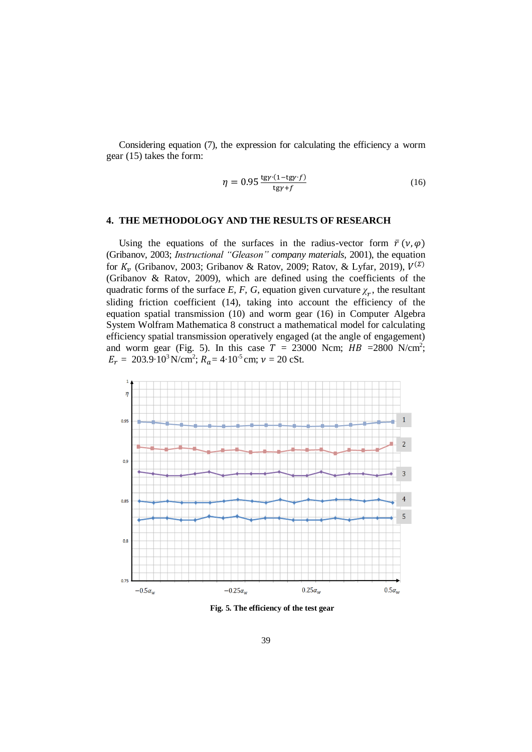Considering equation (7), the expression for calculating the efficiency a worm gear (15) takes the form:

$$\eta = 0.95\frac{\text{tg}\gamma\cdot(1-\text{tg}\gamma\cdot f)}{\text{tg}\gamma+f} \tag{16}$$

## 4. THE METHODOLOGY AND THE RESULTS OF RESEARCH

Using the equations of the surfaces in the radius-vector form $\bar{r}\,(\nu,\varphi)$ (Gribanov, 2003; *Instructional "Gleason" company materials*, 2001), the equation for $K_\nu$ (Gribanov, 2003; Gribanov & Ratov, 2009; Ratov, & Lyfar, 2019), $V^{(\Sigma)}$ (Gribanov & Ratov, 2009), which are defined using the coefficients of the quadratic forms of the surface *E, F, G*, equation given curvature $\chi_r$, the resultant sliding friction coefficient (14), taking into account the efficiency of the equation spatial transmission (10) and worm gear (16) in Computer Algebra System Wolfram Mathematica 8 construct a mathematical model for calculating efficiency spatial transmission operatively engaged (at the angle of engagement) and worm gear (Fig. 5). In this case $T$ = 23000 Ncm; $HB$ =2800 N/cm$^2$; $E_r$ = 203.9·10$^3$ N/cm$^2$; $R_a$ = 4·10$^{-5}$ cm; $\nu$ = 20 cSt.

Fig. 5. The efficiency of the test gear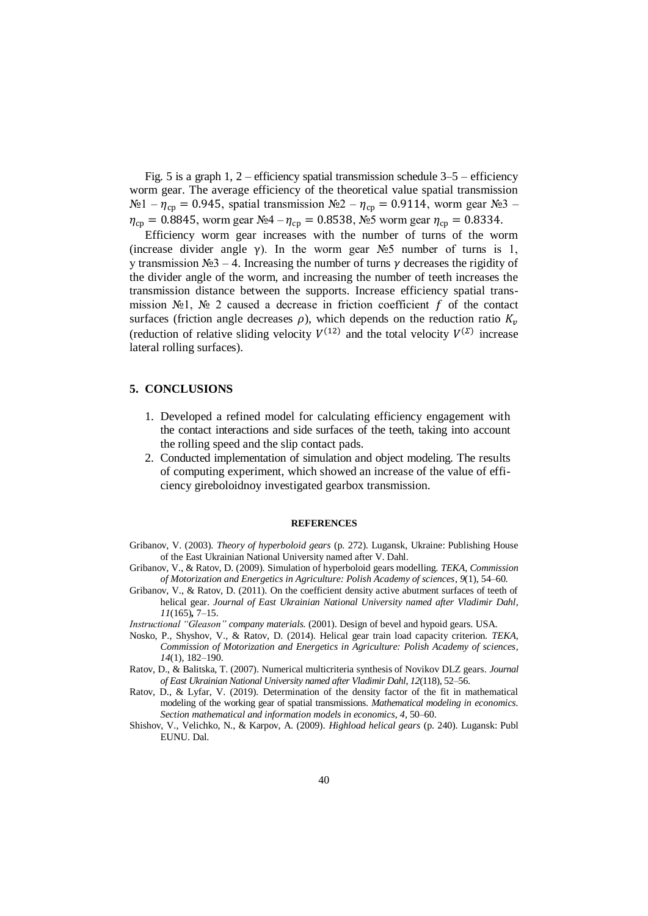Fig. 5 is a graph 1, 2 – efficiency spatial transmission schedule 3–5 – efficiency worm gear. The average efficiency of the theoretical value spatial transmission №1 – $\eta_{\text{cp}} = 0.945$, spatial transmission №2 – $\eta_{\text{cp}} = 0.9114$, worm gear №3 – $\eta_{\text{cp}} = 0.8845$, worm gear №4 – $\eta_{\text{cp}} = 0.8538$, №5 worm gear $\eta_{\text{cp}} = 0.8334$.

Efficiency worm gear increases with the number of turns of the worm (increase divider angle γ). In the worm gear №5 number of turns is 1, y transmission №3 – 4. Increasing the number of turns $\gamma$ decreases the rigidity of the divider angle of the worm, and increasing the number of teeth increases the transmission distance between the supports. Increase efficiency spatial transmission №1, № 2 caused a decrease in friction coefficient $f$ of the contact surfaces (friction angle decreases $\rho$), which depends on the reduction ratio $K_v$ (reduction of relative sliding velocity $V^{(12)}$ and the total velocity $V^{(\Sigma)}$ increase lateral rolling surfaces).

## 5. CONCLUSIONS

1. Developed a refined model for calculating efficiency engagement with the contact interactions and side surfaces of the teeth, taking into account the rolling speed and the slip contact pads.
2. Conducted implementation of simulation and object modeling. The results of computing experiment, which showed an increase of the value of efficiency gireboloidnoy investigated gearbox transmission.

### REFERENCES

Gribanov, V. (2003). *Theory of hyperboloid gears* (p. 272). Lugansk, Ukraine: Publishing House of the East Ukrainian National University named after V. Dahl.

Gribanov, V., & Ratov, D. (2009). Simulation of hyperboloid gears modelling. *TEKA, Commission of Motorization and Energetics in Agriculture: Polish Academy of sciences*, *9*(1), 54–60.

Gribanov, V., & Ratov, D. (2011). On the coefficient density active abutment surfaces of teeth of helical gear. *Journal of East Ukrainian National University named after Vladimir Dahl*, *11*(165), 7–15.

*Instructional "Gleason" company materials.* (2001). Design of bevel and hypoid gears. USA.

Nosko, P., Shyshov, V., & Ratov, D. (2014). Helical gear train load capacity criterion. *TEKA, Commission of Motorization and Energetics in Agriculture: Polish Academy of sciences*, *14*(1), 182–190.

Ratov, D., & Balitska, T. (2007). Numerical multicriteria synthesis of Novikov DLZ gears. *Journal of East Ukrainian National University named after Vladimir Dahl*, *12*(118), 52–56.

Ratov, D., & Lyfar, V. (2019). Determination of the density factor of the fit in mathematical modeling of the working gear of spatial transmissions. *Mathematical modeling in economics. Section mathematical and information models in economics*, *4*, 50–60.

Shishov, V., Velichko, N., & Karpov, A. (2009). *Highload helical gears* (p. 240). Lugansk: Publ EUNU. Dal.